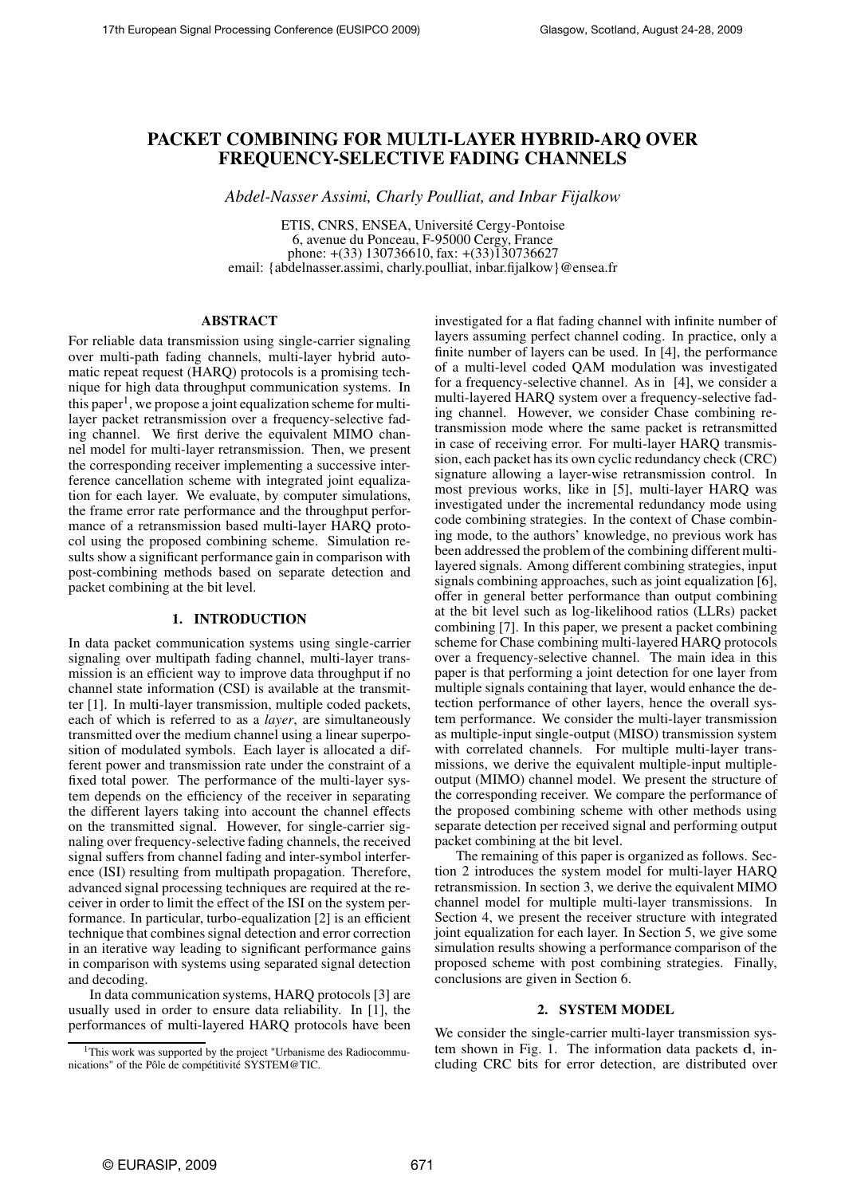# PACKET COMBINING FOR MULTI-LAYER HYBRID-ARQ OVER FREQUENCY-SELECTIVE FADING CHANNELS

*Abdel-Nasser Assimi, Charly Poulliat, and Inbar Fijalkow*

ETIS, CNRS, ENSEA, Université Cergy-Pontoise
6, avenue du Ponceau, F-95000 Cergy, France
phone: +(33) 130736610, fax: +(33)130736627
email: {abdelnasser.assimi, charly.poulliat, inbar.fijalkow}@ensea.fr

## ABSTRACT

For reliable data transmission using single-carrier signaling over multi-path fading channels, multi-layer hybrid automatic repeat request (HARQ) protocols is a promising technique for high data throughput communication systems. In this paper[1], we propose a joint equalization scheme for multi-layer packet retransmission over a frequency-selective fading channel. We first derive the equivalent MIMO channel model for multi-layer retransmission. Then, we present the corresponding receiver implementing a successive interference cancellation scheme with integrated joint equalization for each layer. We evaluate, by computer simulations, the frame error rate performance and the throughput performance of a retransmission based multi-layer HARQ protocol using the proposed combining scheme. Simulation results show a significant performance gain in comparison with post-combining methods based on separate detection and packet combining at the bit level.

## 1. INTRODUCTION

In data packet communication systems using single-carrier signaling over multipath fading channel, multi-layer transmission is an efficient way to improve data throughput if no channel state information (CSI) is available at the transmitter [1]. In multi-layer transmission, multiple coded packets, each of which is referred to as a *layer*, are simultaneously transmitted over the medium channel using a linear superposition of modulated symbols. Each layer is allocated a different power and transmission rate under the constraint of a fixed total power. The performance of the multi-layer system depends on the efficiency of the receiver in separating the different layers taking into account the channel effects on the transmitted signal. However, for single-carrier signaling over frequency-selective fading channels, the received signal suffers from channel fading and inter-symbol interference (ISI) resulting from multipath propagation. Therefore, advanced signal processing techniques are required at the receiver in order to limit the effect of the ISI on the system performance. In particular, turbo-equalization [2] is an efficient technique that combines signal detection and error correction in an iterative way leading to significant performance gains in comparison with systems using separated signal detection and decoding.

In data communication systems, HARQ protocols [3] are usually used in order to ensure data reliability. In [1], the performances of multi-layered HARQ protocols have been investigated for a flat fading channel with infinite number of layers assuming perfect channel coding. In practice, only a finite number of layers can be used. In [4], the performance of a multi-level coded QAM modulation was investigated for a frequency-selective channel. As in [4], we consider a multi-layered HARQ system over a frequency-selective fading channel. However, we consider Chase combining retransmission mode where the same packet is retransmitted in case of receiving error. For multi-layer HARQ transmission, each packet has its own cyclic redundancy check (CRC) signature allowing a layer-wise retransmission control. In most previous works, like in [5], multi-layer HARQ was investigated under the incremental redundancy mode using code combining strategies. In the context of Chase combining mode, to the authors' knowledge, no previous work has been addressed the problem of the combining different multi-layered signals. Among different combining strategies, input signals combining approaches, such as joint equalization [6], offer in general better performance than output combining at the bit level such as log-likelihood ratios (LLRs) packet combining [7]. In this paper, we present a packet combining scheme for Chase combining multi-layered HARQ protocols over a frequency-selective channel. The main idea in this paper is that performing a joint detection for one layer from multiple signals containing that layer, would enhance the detection performance of other layers, hence the overall system performance. We consider the multi-layer transmission as multiple-input single-output (MISO) transmission system with correlated channels. For multiple multi-layer transmissions, we derive the equivalent multiple-input multiple-output (MIMO) channel model. We present the structure of the corresponding receiver. We compare the performance of the proposed combining scheme with other methods using separate detection per received signal and performing output packet combining at the bit level.

The remaining of this paper is organized as follows. Section 2 introduces the system model for multi-layer HARQ retransmission. In section 3, we derive the equivalent MIMO channel model for multiple multi-layer transmissions. In Section 4, we present the receiver structure with integrated joint equalization for each layer. In Section 5, we give some simulation results showing a performance comparison of the proposed scheme with post combining strategies. Finally, conclusions are given in Section 6.

## 2. SYSTEM MODEL

We consider the single-carrier multi-layer transmission system shown in Fig. 1. The information data packets $\mathbf{d}$, including CRC bits for error detection, are distributed over

[1] This work was supported by the project "Urbanisme des Radiocommunications" of the Pôle de compétitivité SYSTEM@TIC.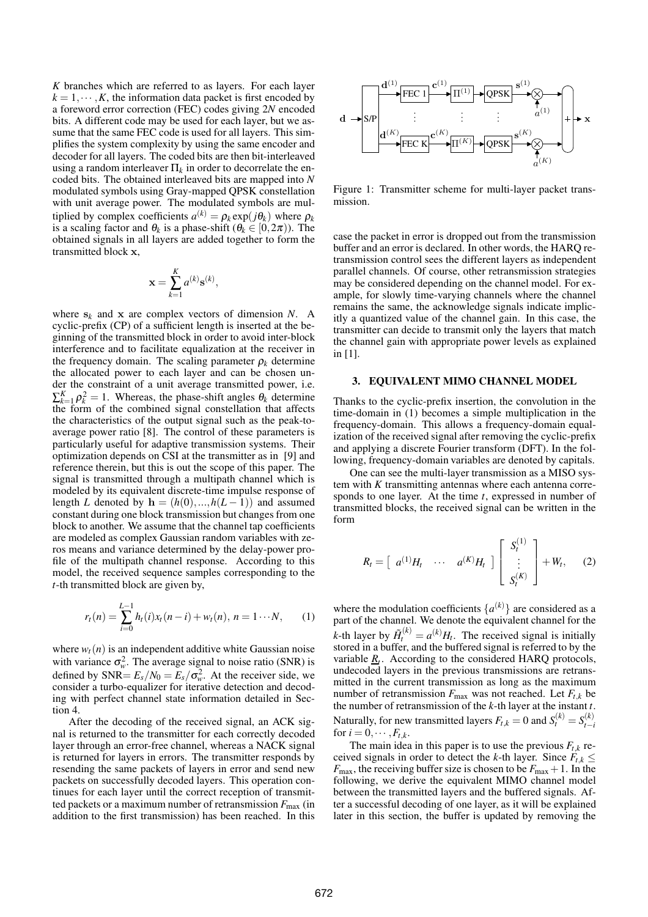$K$ branches which are referred to as layers. For each layer $k = 1, \cdots, K$, the information data packet is first encoded by a foreword error correction (FEC) codes giving $2N$ encoded bits. A different code may be used for each layer, but we assume that the same FEC code is used for all layers. This simplifies the system complexity by using the same encoder and decoder for all layers. The coded bits are then bit-interleaved using a random interleaver $\Pi_k$ in order to decorrelate the encoded bits. The obtained interleaved bits are mapped into $N$ modulated symbols using Gray-mapped QPSK constellation with unit average power. The modulated symbols are multiplied by complex coefficients $a^{(k)} = \rho_k \exp(j\theta_k)$ where $\rho_k$ is a scaling factor and $\theta_k$ is a phase-shift ($\theta_k \in [0, 2\pi)$). The obtained signals in all layers are added together to form the transmitted block $\mathbf{x}$,

$$\mathbf{x} = \sum_{k=1}^{K} a^{(k)} \mathbf{s}^{(k)},$$

where $\mathbf{s}_k$ and $\mathbf{x}$ are complex vectors of dimension $N$. A cyclic-prefix (CP) of a sufficient length is inserted at the beginning of the transmitted block in order to avoid inter-block interference and to facilitate equalization at the receiver in the frequency domain. The scaling parameter $\rho_k$ determine the allocated power to each layer and can be chosen under the constraint of a unit average transmitted power, i.e. $\sum_{k=1}^{K} \rho_k^2 = 1$. Whereas, the phase-shift angles $\theta_k$ determine the form of the combined signal constellation that affects the characteristics of the output signal such as the peak-to-average power ratio [8]. The control of these parameters is particularly useful for adaptive transmission systems. Their optimization depends on CSI at the transmitter as in [9] and reference therein, but this is out the scope of this paper. The signal is transmitted through a multipath channel which is modeled by its equivalent discrete-time impulse response of length $L$ denoted by $\mathbf{h} = (h(0), ..., h(L-1))$ and assumed constant during one block transmission but changes from one block to another. We assume that the channel tap coefficients are modeled as complex Gaussian random variables with zeros means and variance determined by the delay-power profile of the multipath channel response. According to this model, the received sequence samples corresponding to the $t$-th transmitted block are given by,

$$r_t(n) = \sum_{i=0}^{L-1} h_t(i) x_t(n-i) + w_t(n), \; n = 1 \cdots N, \qquad (1)$$

where $w_t(n)$ is an independent additive white Gaussian noise with variance $\sigma_w^2$. The average signal to noise ratio (SNR) is defined by SNR$= E_s/N_0 = E_s/\sigma_w^2$. At the receiver side, we consider a turbo-equalizer for iterative detection and decoding with perfect channel state information detailed in Section 4.

After the decoding of the received signal, an ACK signal is returned to the transmitter for each correctly decoded layer through an error-free channel, whereas a NACK signal is returned for layers in errors. The transmitter responds by resending the same packets of layers in error and send new packets on successfully decoded layers. This operation continues for each layer until the correct reception of transmitted packets or a maximum number of retransmission $F_{\max}$ (in addition to the first transmission) has been reached. In this case the packet in error is dropped out from the transmission buffer and an error is declared. In other words, the HARQ retransmission control sees the different layers as independent parallel channels. Of course, other retransmission strategies may be considered depending on the channel model. For example, for slowly time-varying channels where the channel remains the same, the acknowledge signals indicate implicitly a quantized value of the channel gain. In this case, the transmitter can decide to transmit only the layers that match the channel gain with appropriate power levels as explained in [1].

d → S/P
$\mathbf{d}^{(1)}$ FEC 1 $\mathbf{c}^{(1)}$ $\Pi^{(1)}$ QPSK $\mathbf{s}^{(1)}$ $a^{(1)}$
$\mathbf{d}^{(K)}$ FEC K $\mathbf{c}^{(K)}$ $\Pi^{(K)}$ QPSK $\mathbf{s}^{(K)}$ $a^{(K)}$
+ → x

Figure 1: Transmitter scheme for multi-layer packet transmission.

## 3. EQUIVALENT MIMO CHANNEL MODEL

Thanks to the cyclic-prefix insertion, the convolution in the time-domain in (1) becomes a simple multiplication in the frequency-domain. This allows a frequency-domain equalization of the received signal after removing the cyclic-prefix and applying a discrete Fourier transform (DFT). In the following, frequency-domain variables are denoted by capitals.

One can see the multi-layer transmission as a MISO system with $K$ transmitting antennas where each antenna corresponds to one layer. At the time $t$, expressed in number of transmitted blocks, the received signal can be written in the form

$$R_t = \begin{bmatrix} a^{(1)} H_t & \cdots & a^{(K)} H_t \end{bmatrix} \begin{bmatrix} S_t^{(1)} \\ \vdots \\ S_t^{(K)} \end{bmatrix} + W_t, \qquad (2)$$

where the modulation coefficients $\{a^{(k)}\}$ are considered as a part of the channel. We denote the equivalent channel for the $k$-th layer by $\tilde{H}_t^{(k)} = a^{(k)} H_t$. The received signal is initially stored in a buffer, and the buffered signal is referred to by the variable $\underline{R}_t$. According to the considered HARQ protocols, undecoded layers in the previous transmissions are retransmitted in the current transmission as long as the maximum number of retransmission $F_{\max}$ was not reached. Let $F_{t,k}$ be the number of retransmission of the $k$-th layer at the instant $t$. Naturally, for new transmitted layers $F_{t,k} = 0$ and $S_t^{(k)} = S_{t-i}^{(k)}$ for $i = 0, \cdots, F_{t,k}$.

The main idea in this paper is to use the previous $F_{t,k}$ received signals in order to detect the $k$-th layer. Since $F_{t,k} \leq F_{\max}$, the receiving buffer size is chosen to be $F_{\max} + 1$. In the following, we derive the equivalent MIMO channel model between the transmitted layers and the buffered signals. After a successful decoding of one layer, as it will be explained later in this section, the buffer is updated by removing the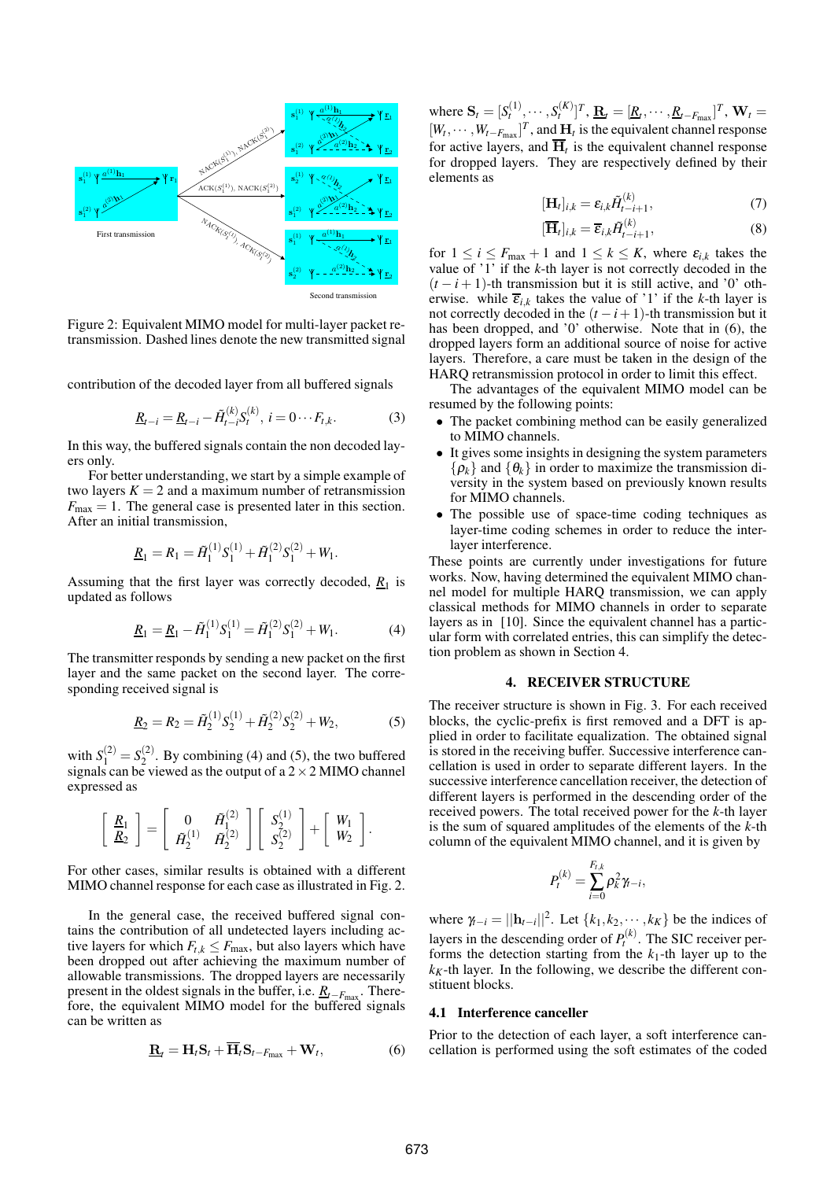First transmission

Second transmission

Figure 2: Equivalent MIMO model for multi-layer packet retransmission. Dashed lines denote the new transmitted signal

contribution of the decoded layer from all buffered signals

$$\underline{R}_{t-i} = \underline{R}_{t-i} - \tilde{H}_{t-i}^{(k)} S_t^{(k)},\ i = 0 \cdots F_{t,k}. \tag{3}$$

In this way, the buffered signals contain the non decoded layers only.

For better understanding, we start by a simple example of two layers $K = 2$ and a maximum number of retransmission $F_{\max} = 1$. The general case is presented later in this section. After an initial transmission,

$$\underline{R}_1 = R_1 = \tilde{H}_1^{(1)} S_1^{(1)} + \tilde{H}_1^{(2)} S_1^{(2)} + W_1.$$

Assuming that the first layer was correctly decoded, $\underline{R}_1$ is updated as follows

$$\underline{R}_1 = \underline{R}_1 - \tilde{H}_1^{(1)} S_1^{(1)} = \tilde{H}_1^{(2)} S_1^{(2)} + W_1. \tag{4}$$

The transmitter responds by sending a new packet on the first layer and the same packet on the second layer. The corresponding received signal is

$$\underline{R}_2 = R_2 = \tilde{H}_2^{(1)} S_2^{(1)} + \tilde{H}_2^{(2)} S_2^{(2)} + W_2, \tag{5}$$

with $S_1^{(2)} = S_2^{(2)}$. By combining (4) and (5), the two buffered signals can be viewed as the output of a $2 \times 2$ MIMO channel expressed as

$$\begin{bmatrix} \underline{R}_1 \\ \underline{R}_2 \end{bmatrix} = \begin{bmatrix} 0 & \tilde{H}_1^{(2)} \\ \tilde{H}_2^{(1)} & \tilde{H}_2^{(2)} \end{bmatrix} \begin{bmatrix} S_2^{(1)} \\ S_2^{(2)} \end{bmatrix} + \begin{bmatrix} W_1 \\ W_2 \end{bmatrix}.$$

For other cases, similar results is obtained with a different MIMO channel response for each case as illustrated in Fig. 2.

In the general case, the received buffered signal contains the contribution of all undetected layers including active layers for which $F_{t,k} \leq F_{\max}$, but also layers which have been dropped out after achieving the maximum number of allowable transmissions. The dropped layers are necessarily present in the oldest signals in the buffer, i.e. $\underline{R}_{t-F_{\max}}$. Therefore, the equivalent MIMO model for the buffered signals can be written as

$$\underline{\mathbf{R}}_t = \mathbf{H}_t \mathbf{S}_t + \overline{\mathbf{H}}_t \mathbf{S}_{t-F_{\max}} + \mathbf{W}_t, \tag{6}$$

where $\mathbf{S}_t = [S_t^{(1)}, \cdots, S_t^{(K)}]^T$, $\underline{\mathbf{R}}_t = [\underline{R}_t, \cdots, \underline{R}_{t-F_{\max}}]^T$, $\mathbf{W}_t = [W_t, \cdots, W_{t-F_{\max}}]^T$, and $\mathbf{H}_t$ is the equivalent channel response for active layers, and $\overline{\mathbf{H}}_t$ is the equivalent channel response for dropped layers. They are respectively defined by their elements as

$$[\mathbf{H}_t]_{i,k} = \varepsilon_{i,k} \tilde{H}_{t-i+1}^{(k)}, \tag{7}$$

$$[\overline{\mathbf{H}}_t]_{i,k} = \overline{\varepsilon}_{i,k} \tilde{H}_{t-i+1}^{(k)}, \tag{8}$$

for $1 \leq i \leq F_{\max} + 1$ and $1 \leq k \leq K$, where $\varepsilon_{i,k}$ takes the value of '1' if the $k$-th layer is not correctly decoded in the $(t-i+1)$-th transmission but it is still active, and '0' otherwise. while $\overline{\varepsilon}_{i,k}$ takes the value of '1' if the $k$-th layer is not correctly decoded in the $(t-i+1)$-th transmission but it has been dropped, and '0' otherwise. Note that in (6), the dropped layers form an additional source of noise for active layers. Therefore, a care must be taken in the design of the HARQ retransmission protocol in order to limit this effect.

The advantages of the equivalent MIMO model can be resumed by the following points:

- The packet combining method can be easily generalized to MIMO channels.
- It gives some insights in designing the system parameters $\{\rho_k\}$ and $\{\theta_k\}$ in order to maximize the transmission diversity in the system based on previously known results for MIMO channels.
- The possible use of space-time coding techniques as layer-time coding schemes in order to reduce the inter-layer interference.

These points are currently under investigations for future works. Now, having determined the equivalent MIMO channel model for multiple HARQ transmission, we can apply classical methods for MIMO channels in order to separate layers as in [10]. Since the equivalent channel has a particular form with correlated entries, this can simplify the detection problem as shown in Section 4.

## 4. RECEIVER STRUCTURE

The receiver structure is shown in Fig. 3. For each received blocks, the cyclic-prefix is first removed and a DFT is applied in order to facilitate equalization. The obtained signal is stored in the receiving buffer. Successive interference cancellation is used in order to separate different layers. In the successive interference cancellation receiver, the detection of different layers is performed in the descending order of the received powers. The total received power for the $k$-th layer is the sum of squared amplitudes of the elements of the $k$-th column of the equivalent MIMO channel, and it is given by

$$P_t^{(k)} = \sum_{i=0}^{F_{t,k}} \rho_k^2 \gamma_{t-i},$$

where $\gamma_{t-i} = ||\mathbf{h}_{t-i}||^2$. Let $\{k_1, k_2, \cdots, k_K\}$ be the indices of layers in the descending order of $P_t^{(k)}$. The SIC receiver performs the detection starting from the $k_1$-th layer up to the $k_K$-th layer. In the following, we describe the different constituent blocks.

### 4.1 Interference canceller

Prior to the detection of each layer, a soft interference cancellation is performed using the soft estimates of the coded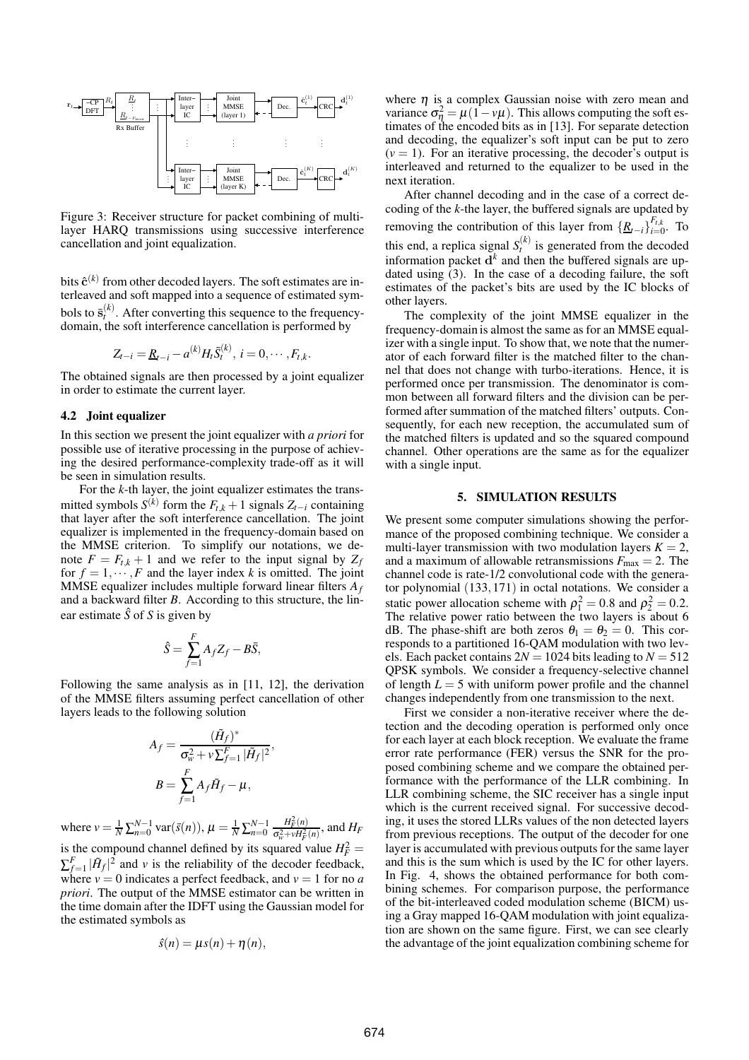$\mathbf{r}_t$ → −CP DFT → $R_t$ → $\underline{R}_t$ ⋮ $\underline{R}_{t-F_{max}}$ Rx Buffer

Inter–layer IC → Joint MMSE (layer 1) → Dec. → $\hat{\mathbf{c}}_t^{(1)}$ → CRC → $\mathbf{d}_t^{(1)}$

Inter–layer IC → Joint MMSE (layer K) → Dec. → $\hat{\mathbf{c}}_t^{(K)}$ → CRC → $\mathbf{d}_t^{(K)}$

Figure 3: Receiver structure for packet combining of multi-layer HARQ transmissions using successive interference cancellation and joint equalization.

bits $\hat{\mathbf{c}}^{(k)}$ from other decoded layers. The soft estimates are interleaved and soft mapped into a sequence of estimated symbols to $\bar{\mathbf{s}}_t^{(k)}$. After converting this sequence to the frequency-domain, the soft interference cancellation is performed by

$$Z_{t-i} = \underline{R}_{t-i} - a^{(k)} H_t \bar{S}_t^{(k)},\ i = 0, \cdots, F_{t,k}.$$

The obtained signals are then processed by a joint equalizer in order to estimate the current layer.

### 4.2 Joint equalizer

In this section we present the joint equalizer with *a priori* for possible use of iterative processing in the purpose of achieving the desired performance-complexity trade-off as it will be seen in simulation results.

For the $k$-th layer, the joint equalizer estimates the transmitted symbols $S^{(k)}$ form the $F_{t,k}+1$ signals $Z_{t-i}$ containing that layer after the soft interference cancellation. The joint equalizer is implemented in the frequency-domain based on the MMSE criterion. To simplify our notations, we denote $F = F_{t,k}+1$ and we refer to the input signal by $Z_f$ for $f = 1, \cdots, F$ and the layer index $k$ is omitted. The joint MMSE equalizer includes multiple forward linear filters $A_f$ and a backward filter $B$. According to this structure, the linear estimate $\hat{S}$ of $S$ is given by

$$\hat{S} = \sum_{f=1}^{F} A_f Z_f - B\bar{S},$$

Following the same analysis as in [11, 12], the derivation of the MMSE filters assuming perfect cancellation of other layers leads to the following solution

$$A_f = \frac{(\tilde{H}_f)^*}{\sigma_w^2 + v\sum_{f=1}^{F} |\tilde{H}_f|^2},$$
$$B = \sum_{f=1}^{F} A_f \tilde{H}_f - \mu,$$

where $v = \frac{1}{N}\sum_{n=0}^{N-1} \mathrm{var}(\bar{s}(n))$, $\mu = \frac{1}{N}\sum_{n=0}^{N-1} \frac{H_F^2(n)}{\sigma_w^2 + vH_F^2(n)}$, and $H_F$ is the compound channel defined by its squared value $H_F^2 = \sum_{f=1}^{F} |\tilde{H}_f|^2$ and $v$ is the reliability of the decoder feedback, where $v = 0$ indicates a perfect feedback, and $v = 1$ for no *a priori*. The output of the MMSE estimator can be written in the time domain after the IDFT using the Gaussian model for the estimated symbols as

$$\hat{s}(n) = \mu s(n) + \eta(n),$$

where $\eta$ is a complex Gaussian noise with zero mean and variance $\sigma_\eta^2 = \mu(1 - v\mu)$. This allows computing the soft estimates of the encoded bits as in [13]. For separate detection and decoding, the equalizer's soft input can be put to zero ($v = 1$). For an iterative processing, the decoder's output is interleaved and returned to the equalizer to be used in the next iteration.

After channel decoding and in the case of a correct decoding of the $k$-the layer, the buffered signals are updated by removing the contribution of this layer from $\{\underline{R}_{t-i}\}_{i=0}^{F_{t,k}}$. To this end, a replica signal $S_t^{(k)}$ is generated from the decoded information packet $\hat{\mathbf{d}}^k$ and then the buffered signals are updated using (3). In the case of a decoding failure, the soft estimates of the packet's bits are used by the IC blocks of other layers.

The complexity of the joint MMSE equalizer in the frequency-domain is almost the same as for an MMSE equalizer with a single input. To show that, we note that the numerator of each forward filter is the matched filter to the channel that does not change with turbo-iterations. Hence, it is performed once per transmission. The denominator is common between all forward filters and the division can be performed after summation of the matched filters' outputs. Consequently, for each new reception, the accumulated sum of the matched filters is updated and so the squared compound channel. Other operations are the same as for the equalizer with a single input.

## 5. SIMULATION RESULTS

We present some computer simulations showing the performance of the proposed combining technique. We consider a multi-layer transmission with two modulation layers $K = 2$, and a maximum of allowable retransmissions $F_{\max} = 2$. The channel code is rate-1/2 convolutional code with the generator polynomial $(133, 171)$ in octal notations. We consider a static power allocation scheme with $\rho_1^2 = 0.8$ and $\rho_2^2 = 0.2$. The relative power ratio between the two layers is about 6 dB. The phase-shift are both zeros $\theta_1 = \theta_2 = 0$. This corresponds to a partitioned 16-QAM modulation with two levels. Each packet contains $2N = 1024$ bits leading to $N = 512$ QPSK symbols. We consider a frequency-selective channel of length $L = 5$ with uniform power profile and the channel changes independently from one transmission to the next.

First we consider a non-iterative receiver where the detection and the decoding operation is performed only once for each layer at each block reception. We evaluate the frame error rate performance (FER) versus the SNR for the proposed combining scheme and we compare the obtained performance with the performance of the LLR combining. In LLR combining scheme, the SIC receiver has a single input which is the current received signal. For successive decoding, it uses the stored LLRs values of the non detected layers from previous receptions. The output of the decoder for one layer is accumulated with previous outputs for the same layer and this is the sum which is used by the IC for other layers. In Fig. 4, shows the obtained performance for both combining schemes. For comparison purpose, the performance of the bit-interleaved coded modulation scheme (BICM) using a Gray mapped 16-QAM modulation with joint equalization are shown on the same figure. First, we can see clearly the advantage of the joint equalization combining scheme for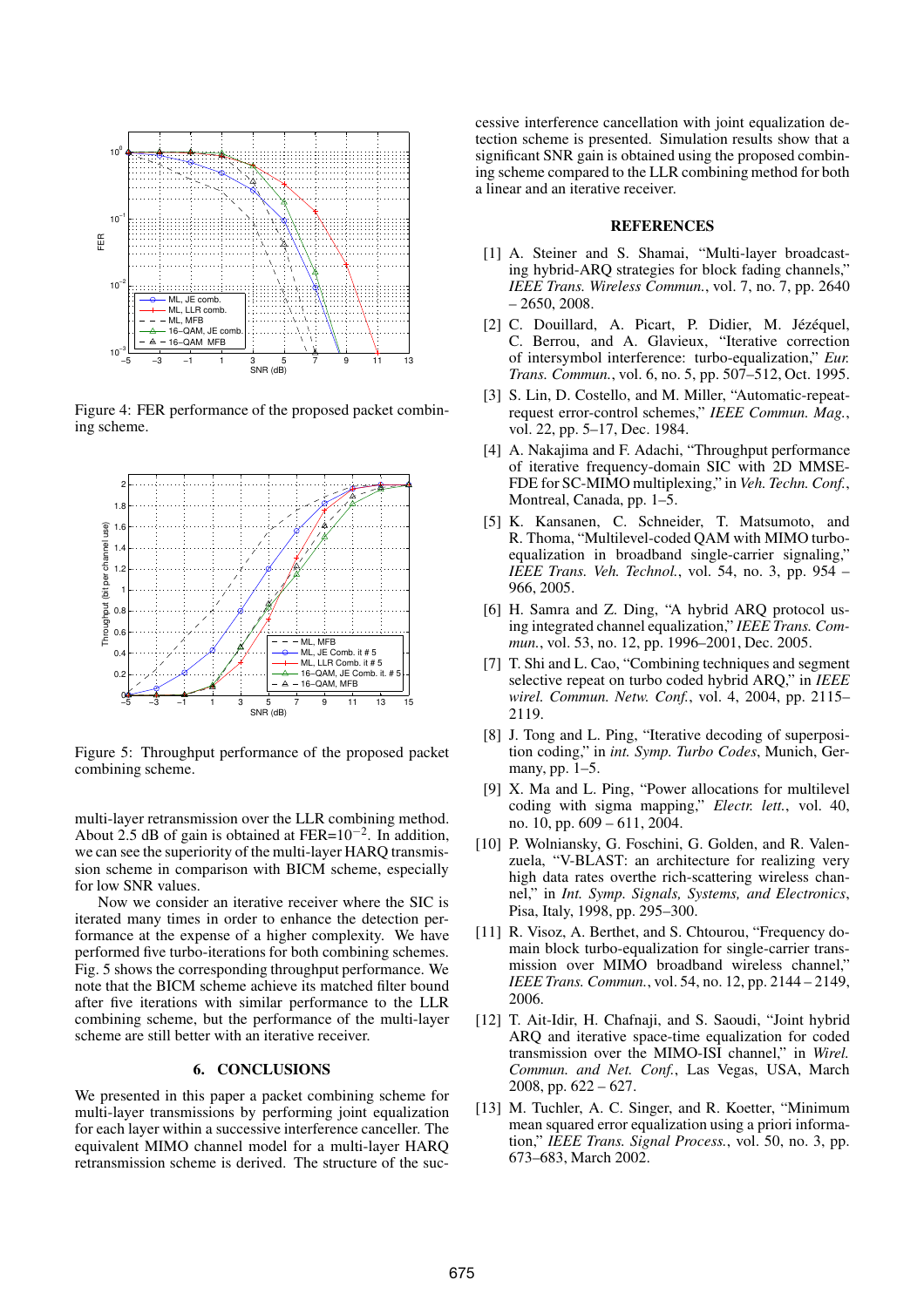10^0

10^−1

10^−2

10^−3

FER

−5 −3 −1 1 3 5 7 9 11 13

SNR (dB)

ML, JE comb.
ML, LLR comb.
ML, MFB
16−QAM, JE comb.
16−QAM MFB

Figure 4: FER performance of the proposed packet combining scheme.

2
1.8
1.6
1.4
1.2
1
0.8
0.6
0.4
0.2
0

Throughput (bit per channel use)

−5 −3 −1 1 3 5 7 9 11 13 15

SNR (dB)

ML, MFB
ML, JE Comb. it # 5
ML, LLR Comb. it # 5
16−QAM, JE Comb. it. # 5
16−QAM, MFB

Figure 5: Throughput performance of the proposed packet combining scheme.

multi-layer retransmission over the LLR combining method. About 2.5 dB of gain is obtained at FER=$10^{-2}$. In addition, we can see the superiority of the multi-layer HARQ transmission scheme in comparison with BICM scheme, especially for low SNR values.

Now we consider an iterative receiver where the SIC is iterated many times in order to enhance the detection performance at the expense of a higher complexity. We have performed five turbo-iterations for both combining schemes. Fig. 5 shows the corresponding throughput performance. We note that the BICM scheme achieve its matched filter bound after five iterations with similar performance to the LLR combining scheme, but the performance of the multi-layer scheme are still better with an iterative receiver.

## 6. CONCLUSIONS

We presented in this paper a packet combining scheme for multi-layer transmissions by performing joint equalization for each layer within a successive interference canceller. The equivalent MIMO channel model for a multi-layer HARQ retransmission scheme is derived. The structure of the successive interference cancellation with joint equalization detection scheme is presented. Simulation results show that a significant SNR gain is obtained using the proposed combining scheme compared to the LLR combining method for both a linear and an iterative receiver.

## REFERENCES

[1] A. Steiner and S. Shamai, "Multi-layer broadcasting hybrid-ARQ strategies for block fading channels," *IEEE Trans. Wireless Commun.*, vol. 7, no. 7, pp. 2640 – 2650, 2008.

[2] C. Douillard, A. Picart, P. Didier, M. Jézéquel, C. Berrou, and A. Glavieux, "Iterative correction of intersymbol interference: turbo-equalization," *Eur. Trans. Commun.*, vol. 6, no. 5, pp. 507–512, Oct. 1995.

[3] S. Lin, D. Costello, and M. Miller, "Automatic-repeat-request error-control schemes," *IEEE Commun. Mag.*, vol. 22, pp. 5–17, Dec. 1984.

[4] A. Nakajima and F. Adachi, "Throughput performance of iterative frequency-domain SIC with 2D MMSE-FDE for SC-MIMO multiplexing," in *Veh. Techn. Conf.*, Montreal, Canada, pp. 1–5.

[5] K. Kansanen, C. Schneider, T. Matsumoto, and R. Thoma, "Multilevel-coded QAM with MIMO turbo-equalization in broadband single-carrier signaling," *IEEE Trans. Veh. Technol.*, vol. 54, no. 3, pp. 954 – 966, 2005.

[6] H. Samra and Z. Ding, "A hybrid ARQ protocol using integrated channel equalization," *IEEE Trans. Commun.*, vol. 53, no. 12, pp. 1996–2001, Dec. 2005.

[7] T. Shi and L. Cao, "Combining techniques and segment selective repeat on turbo coded hybrid ARQ," in *IEEE wirel. Commun. Netw. Conf.*, vol. 4, 2004, pp. 2115–2119.

[8] J. Tong and L. Ping, "Iterative decoding of superposition coding," in *int. Symp. Turbo Codes*, Munich, Germany, pp. 1–5.

[9] X. Ma and L. Ping, "Power allocations for multilevel coding with sigma mapping," *Electr. lett.*, vol. 40, no. 10, pp. 609 – 611, 2004.

[10] P. Wolniansky, G. Foschini, G. Golden, and R. Valenzuela, "V-BLAST: an architecture for realizing very high data rates overthe rich-scattering wireless channel," in *Int. Symp. Signals, Systems, and Electronics*, Pisa, Italy, 1998, pp. 295–300.

[11] R. Visoz, A. Berthet, and S. Chtourou, "Frequency domain block turbo-equalization for single-carrier transmission over MIMO broadband wireless channel," *IEEE Trans. Commun.*, vol. 54, no. 12, pp. 2144 – 2149, 2006.

[12] T. Ait-Idir, H. Chafnaji, and S. Saoudi, "Joint hybrid ARQ and iterative space-time equalization for coded transmission over the MIMO-ISI channel," in *Wirel. Commun. and Net. Conf.*, Las Vegas, USA, March 2008, pp. 622 – 627.

[13] M. Tuchler, A. C. Singer, and R. Koetter, "Minimum mean squared error equalization using a priori information," *IEEE Trans. Signal Process.*, vol. 50, no. 3, pp. 673–683, March 2002.